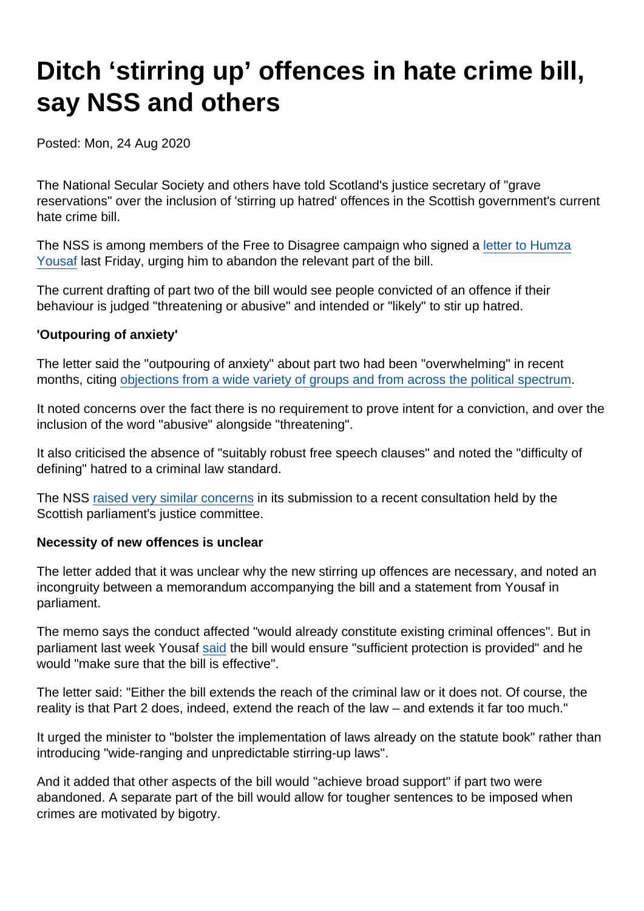# Ditch 'stirring up' offences in hate crime bill, say NSS and others

Posted: Mon, 24 Aug 2020

The National Secular Society and others have told Scotland's justice secretary of "grave reservations" over the inclusion of 'stirring up hatred' offences in the Scottish government's current hate crime bill.

The NSS is among members of the Free to Disagree campaign who signed a letter to Humza Yousaf last Friday, urging him to abandon the relevant part of the bill.

The current drafting of part two of the bill would see people convicted of an offence if their behaviour is judged "threatening or abusive" and intended or "likely" to stir up hatred.

**'Outpouring of anxiety'**

The letter said the "outpouring of anxiety" about part two had been "overwhelming" in recent months, citing objections from a wide variety of groups and from across the political spectrum.

It noted concerns over the fact there is no requirement to prove intent for a conviction, and over the inclusion of the word "abusive" alongside "threatening".

It also criticised the absence of "suitably robust free speech clauses" and noted the "difficulty of defining" hatred to a criminal law standard.

The NSS raised very similar concerns in its submission to a recent consultation held by the Scottish parliament's justice committee.

**Necessity of new offences is unclear**

The letter added that it was unclear why the new stirring up offences are necessary, and noted an incongruity between a memorandum accompanying the bill and a statement from Yousaf in parliament.

The memo says the conduct affected "would already constitute existing criminal offences". But in parliament last week Yousaf said the bill would ensure "sufficient protection is provided" and he would "make sure that the bill is effective".

The letter said: "Either the bill extends the reach of the criminal law or it does not. Of course, the reality is that Part 2 does, indeed, extend the reach of the law – and extends it far too much."

It urged the minister to "bolster the implementation of laws already on the statute book" rather than introducing "wide-ranging and unpredictable stirring-up laws".

And it added that other aspects of the bill would "achieve broad support" if part two were abandoned. A separate part of the bill would allow for tougher sentences to be imposed when crimes are motivated by bigotry.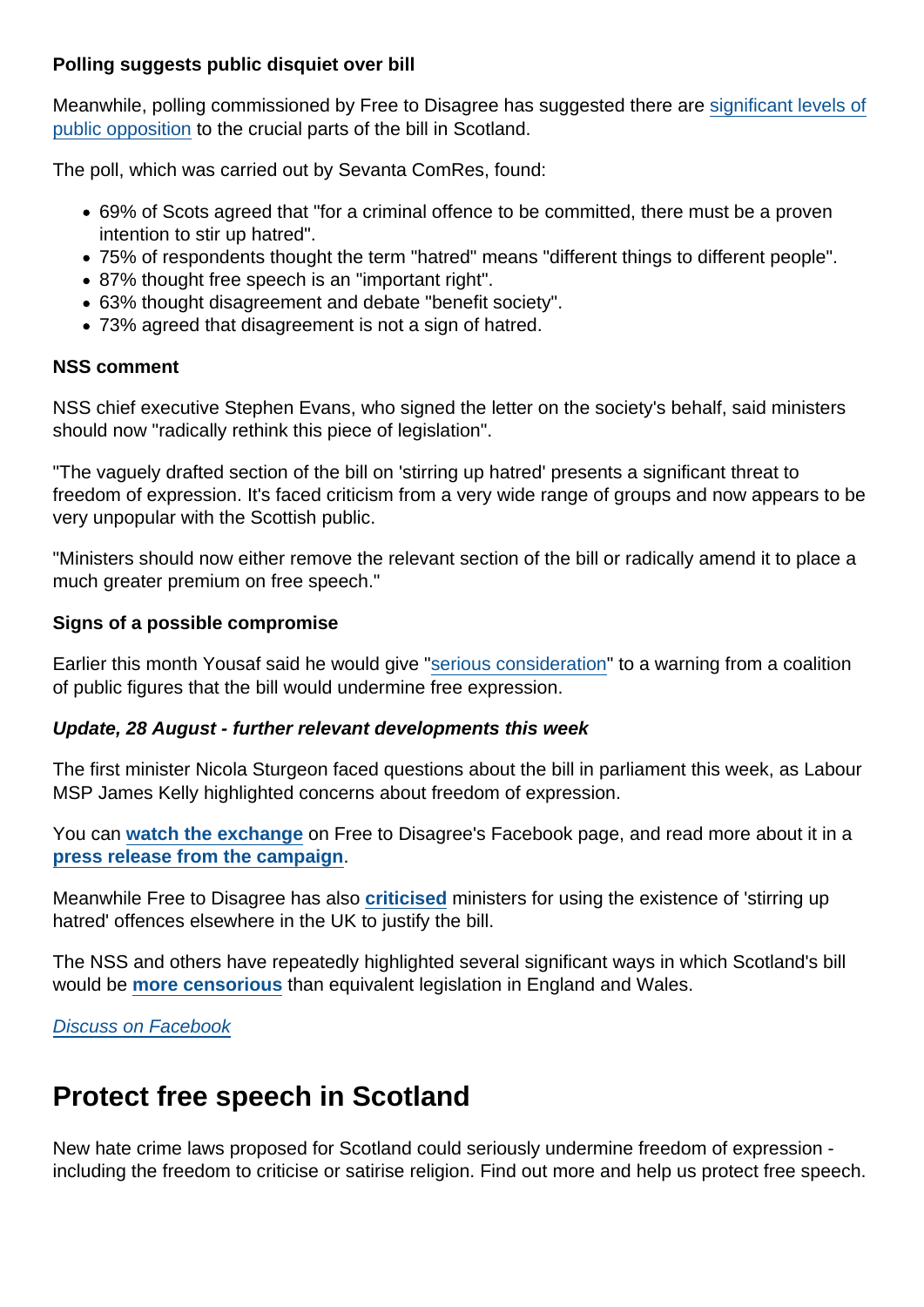**Polling suggests public disquiet over bill**

Meanwhile, polling commissioned by Free to Disagree has suggested there are significant levels of public opposition to the crucial parts of the bill in Scotland.

The poll, which was carried out by Sevanta ComRes, found:

- 69% of Scots agreed that "for a criminal offence to be committed, there must be a proven intention to stir up hatred".
- 75% of respondents thought the term "hatred" means "different things to different people".
- 87% thought free speech is an "important right".
- 63% thought disagreement and debate "benefit society".
- 73% agreed that disagreement is not a sign of hatred.

**NSS comment**

NSS chief executive Stephen Evans, who signed the letter on the society's behalf, said ministers should now "radically rethink this piece of legislation".

"The vaguely drafted section of the bill on 'stirring up hatred' presents a significant threat to freedom of expression. It's faced criticism from a very wide range of groups and now appears to be very unpopular with the Scottish public.

"Ministers should now either remove the relevant section of the bill or radically amend it to place a much greater premium on free speech."

**Signs of a possible compromise**

Earlier this month Yousaf said he would give "serious consideration" to a warning from a coalition of public figures that the bill would undermine free expression.

***Update, 28 August - further relevant developments this week***

The first minister Nicola Sturgeon faced questions about the bill in parliament this week, as Labour MSP James Kelly highlighted concerns about freedom of expression.

You can **watch the exchange** on Free to Disagree's Facebook page, and read more about it in a **press release from the campaign**.

Meanwhile Free to Disagree has also **criticised** ministers for using the existence of 'stirring up hatred' offences elsewhere in the UK to justify the bill.

The NSS and others have repeatedly highlighted several significant ways in which Scotland's bill would be **more censorious** than equivalent legislation in England and Wales.

*Discuss on Facebook*

## Protect free speech in Scotland

New hate crime laws proposed for Scotland could seriously undermine freedom of expression - including the freedom to criticise or satirise religion. Find out more and help us protect free speech.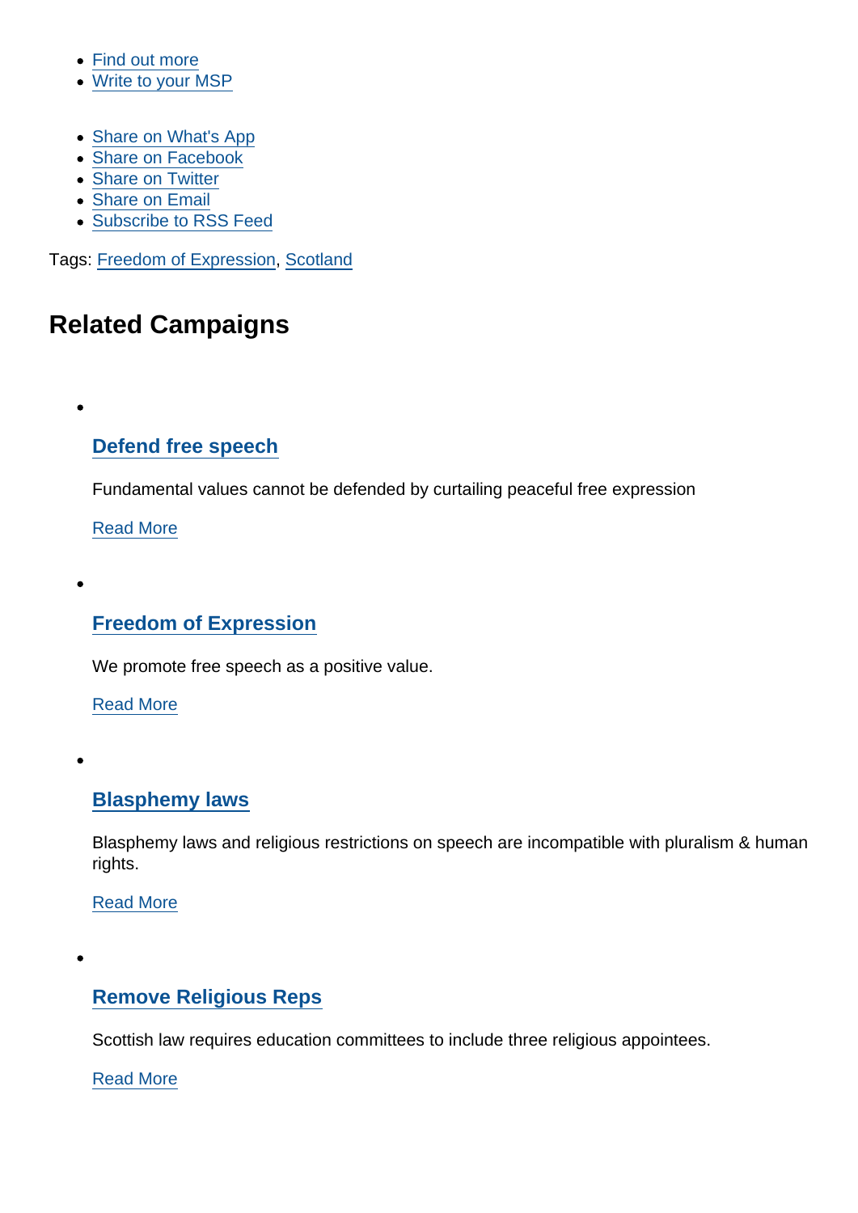- Find out more
- Write to your MSP

- Share on What's App
- Share on Facebook
- Share on Twitter
- Share on Email
- Subscribe to RSS Feed

Tags: Freedom of Expression, Scotland

## Related Campaigns

- ### Defend free speech

  Fundamental values cannot be defended by curtailing peaceful free expression

  Read More

- ### Freedom of Expression

  We promote free speech as a positive value.

  Read More

- ### Blasphemy laws

  Blasphemy laws and religious restrictions on speech are incompatible with pluralism & human rights.

  Read More

- ### Remove Religious Reps

  Scottish law requires education committees to include three religious appointees.

  Read More